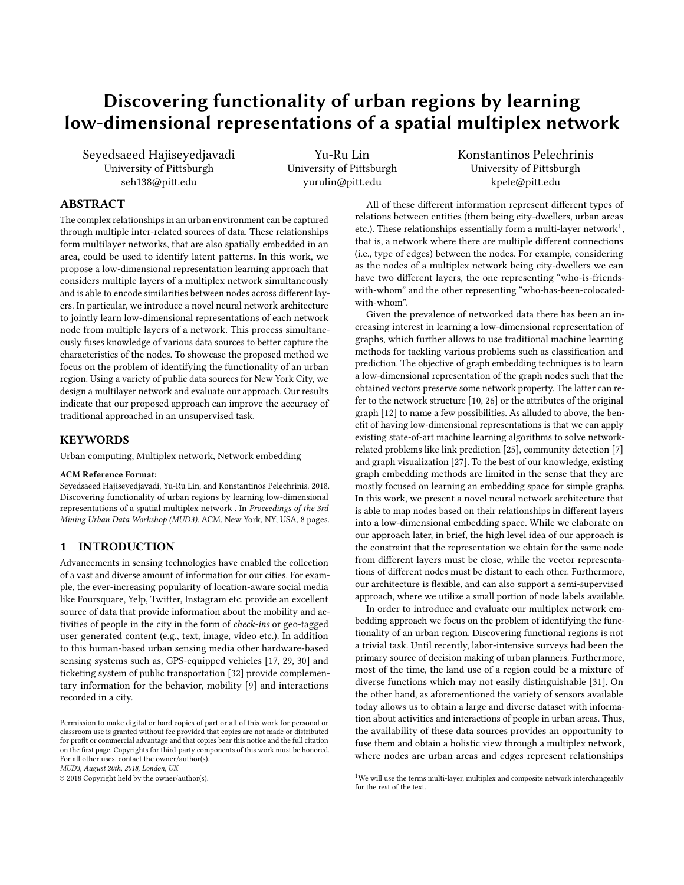# Discovering functionality of urban regions by learning low-dimensional representations of a spatial multiplex network

Seyedsaeed Hajiseyedjavadi
University of Pittsburgh
seh138@pitt.edu

Yu-Ru Lin
University of Pittsburgh
yurulin@pitt.edu

Konstantinos Pelechrinis
University of Pittsburgh
kpele@pitt.edu

## ABSTRACT

The complex relationships in an urban environment can be captured through multiple inter-related sources of data. These relationships form multilayer networks, that are also spatially embedded in an area, could be used to identify latent patterns. In this work, we propose a low-dimensional representation learning approach that considers multiple layers of a multiplex network simultaneously and is able to encode similarities between nodes across different layers. In particular, we introduce a novel neural network architecture to jointly learn low-dimensional representations of each network node from multiple layers of a network. This process simultaneously fuses knowledge of various data sources to better capture the characteristics of the nodes. To showcase the proposed method we focus on the problem of identifying the functionality of an urban region. Using a variety of public data sources for New York City, we design a multilayer network and evaluate our approach. Our results indicate that our proposed approach can improve the accuracy of traditional approached in an unsupervised task.

## KEYWORDS

Urban computing, Multiplex network, Network embedding

**ACM Reference Format:**

Seyedsaeed Hajiseyedjavadi, Yu-Ru Lin, and Konstantinos Pelechrinis. 2018. Discovering functionality of urban regions by learning low-dimensional representations of a spatial multiplex network . In *Proceedings of the 3rd Mining Urban Data Workshop (MUD3).* ACM, New York, NY, USA, 8 pages.

## 1 INTRODUCTION

Advancements in sensing technologies have enabled the collection of a vast and diverse amount of information for our cities. For example, the ever-increasing popularity of location-aware social media like Foursquare, Yelp, Twitter, Instagram etc. provide an excellent source of data that provide information about the mobility and activities of people in the city in the form of *check-ins* or geo-tagged user generated content (e.g., text, image, video etc.). In addition to this human-based urban sensing media other hardware-based sensing systems such as, GPS-equipped vehicles [17, 29, 30] and ticketing system of public transportation [32] provide complementary information for the behavior, mobility [9] and interactions recorded in a city.

Permission to make digital or hard copies of part or all of this work for personal or classroom use is granted without fee provided that copies are not made or distributed for profit or commercial advantage and that copies bear this notice and the full citation on the first page. Copyrights for third-party components of this work must be honored. For all other uses, contact the owner/author(s).
*MUD3, August 20th, 2018, London, UK*
© 2018 Copyright held by the owner/author(s).

All of these different information represent different types of relations between entities (them being city-dwellers, urban areas etc.). These relationships essentially form a multi-layer network[1], that is, a network where there are multiple different connections (i.e., type of edges) between the nodes. For example, considering as the nodes of a multiplex network being city-dwellers we can have two different layers, the one representing "who-is-friends-with-whom" and the other representing "who-has-been-colocated-with-whom".

Given the prevalence of networked data there has been an increasing interest in learning a low-dimensional representation of graphs, which further allows to use traditional machine learning methods for tackling various problems such as classification and prediction. The objective of graph embedding techniques is to learn a low-dimensional representation of the graph nodes such that the obtained vectors preserve some network property. The latter can refer to the network structure [10, 26] or the attributes of the original graph [12] to name a few possibilities. As alluded to above, the benefit of having low-dimensional representations is that we can apply existing state-of-art machine learning algorithms to solve network-related problems like link prediction [25], community detection [7] and graph visualization [27]. To the best of our knowledge, existing graph embedding methods are limited in the sense that they are mostly focused on learning an embedding space for simple graphs. In this work, we present a novel neural network architecture that is able to map nodes based on their relationships in different layers into a low-dimensional embedding space. While we elaborate on our approach later, in brief, the high level idea of our approach is the constraint that the representation we obtain for the same node from different layers must be close, while the vector representations of different nodes must be distant to each other. Furthermore, our architecture is flexible, and can also support a semi-supervised approach, where we utilize a small portion of node labels available.

In order to introduce and evaluate our multiplex network embedding approach we focus on the problem of identifying the functionality of an urban region. Discovering functional regions is not a trivial task. Until recently, labor-intensive surveys had been the primary source of decision making of urban planners. Furthermore, most of the time, the land use of a region could be a mixture of diverse functions which may not easily distinguishable [31]. On the other hand, as aforementioned the variety of sensors available today allows us to obtain a large and diverse dataset with information about activities and interactions of people in urban areas. Thus, the availability of these data sources provides an opportunity to fuse them and obtain a holistic view through a multiplex network, where nodes are urban areas and edges represent relationships

[1] We will use the terms multi-layer, multiplex and composite network interchangeably for the rest of the text.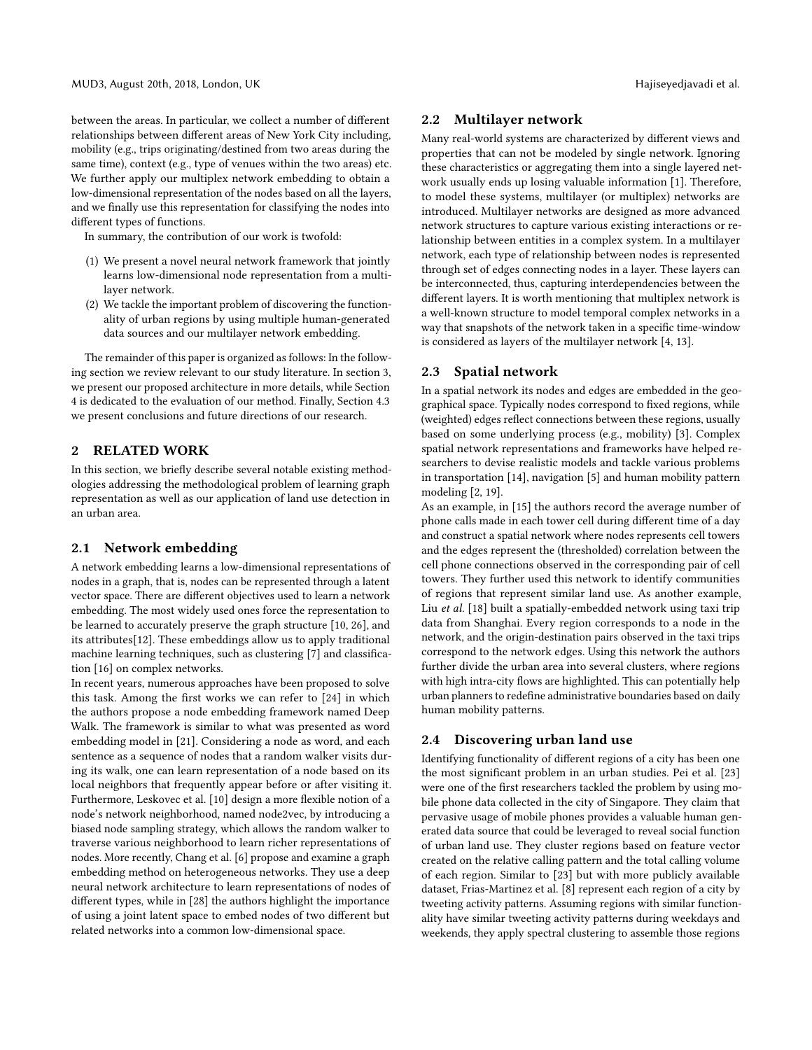between the areas. In particular, we collect a number of different relationships between different areas of New York City including, mobility (e.g., trips originating/destined from two areas during the same time), context (e.g., type of venues within the two areas) etc. We further apply our multiplex network embedding to obtain a low-dimensional representation of the nodes based on all the layers, and we finally use this representation for classifying the nodes into different types of functions.

In summary, the contribution of our work is twofold:

(1) We present a novel neural network framework that jointly learns low-dimensional node representation from a multilayer network.
(2) We tackle the important problem of discovering the functionality of urban regions by using multiple human-generated data sources and our multilayer network embedding.

The remainder of this paper is organized as follows: In the following section we review relevant to our study literature. In section 3, we present our proposed architecture in more details, while Section 4 is dedicated to the evaluation of our method. Finally, Section 4.3 we present conclusions and future directions of our research.

## 2 RELATED WORK

In this section, we briefly describe several notable existing methodologies addressing the methodological problem of learning graph representation as well as our application of land use detection in an urban area.

### 2.1 Network embedding

A network embedding learns a low-dimensional representations of nodes in a graph, that is, nodes can be represented through a latent vector space. There are different objectives used to learn a network embedding. The most widely used ones force the representation to be learned to accurately preserve the graph structure [10, 26], and its attributes[12]. These embeddings allow us to apply traditional machine learning techniques, such as clustering [7] and classification [16] on complex networks.

In recent years, numerous approaches have been proposed to solve this task. Among the first works we can refer to [24] in which the authors propose a node embedding framework named Deep Walk. The framework is similar to what was presented as word embedding model in [21]. Considering a node as word, and each sentence as a sequence of nodes that a random walker visits during its walk, one can learn representation of a node based on its local neighbors that frequently appear before or after visiting it. Furthermore, Leskovec et al. [10] design a more flexible notion of a node's network neighborhood, named node2vec, by introducing a biased node sampling strategy, which allows the random walker to traverse various neighborhood to learn richer representations of nodes. More recently, Chang et al. [6] propose and examine a graph embedding method on heterogeneous networks. They use a deep neural network architecture to learn representations of nodes of different types, while in [28] the authors highlight the importance of using a joint latent space to embed nodes of two different but related networks into a common low-dimensional space.

### 2.2 Multilayer network

Many real-world systems are characterized by different views and properties that can not be modeled by single network. Ignoring these characteristics or aggregating them into a single layered network usually ends up losing valuable information [1]. Therefore, to model these systems, multilayer (or multiplex) networks are introduced. Multilayer networks are designed as more advanced network structures to capture various existing interactions or relationship between entities in a complex system. In a multilayer network, each type of relationship between nodes is represented through set of edges connecting nodes in a layer. These layers can be interconnected, thus, capturing interdependencies between the different layers. It is worth mentioning that multiplex network is a well-known structure to model temporal complex networks in a way that snapshots of the network taken in a specific time-window is considered as layers of the multilayer network [4, 13].

### 2.3 Spatial network

In a spatial network its nodes and edges are embedded in the geographical space. Typically nodes correspond to fixed regions, while (weighted) edges reflect connections between these regions, usually based on some underlying process (e.g., mobility) [3]. Complex spatial network representations and frameworks have helped researchers to devise realistic models and tackle various problems in transportation [14], navigation [5] and human mobility pattern modeling [2, 19].

As an example, in [15] the authors record the average number of phone calls made in each tower cell during different time of a day and construct a spatial network where nodes represents cell towers and the edges represent the (thresholded) correlation between the cell phone connections observed in the corresponding pair of cell towers. They further used this network to identify communities of regions that represent similar land use. As another example, Liu *et al.* [18] built a spatially-embedded network using taxi trip data from Shanghai. Every region corresponds to a node in the network, and the origin-destination pairs observed in the taxi trips correspond to the network edges. Using this network the authors further divide the urban area into several clusters, where regions with high intra-city flows are highlighted. This can potentially help urban planners to redefine administrative boundaries based on daily human mobility patterns.

### 2.4 Discovering urban land use

Identifying functionality of different regions of a city has been one the most significant problem in an urban studies. Pei et al. [23] were one of the first researchers tackled the problem by using mobile phone data collected in the city of Singapore. They claim that pervasive usage of mobile phones provides a valuable human generated data source that could be leveraged to reveal social function of urban land use. They cluster regions based on feature vector created on the relative calling pattern and the total calling volume of each region. Similar to [23] but with more publicly available dataset, Frias-Martinez et al. [8] represent each region of a city by tweeting activity patterns. Assuming regions with similar functionality have similar tweeting activity patterns during weekdays and weekends, they apply spectral clustering to assemble those regions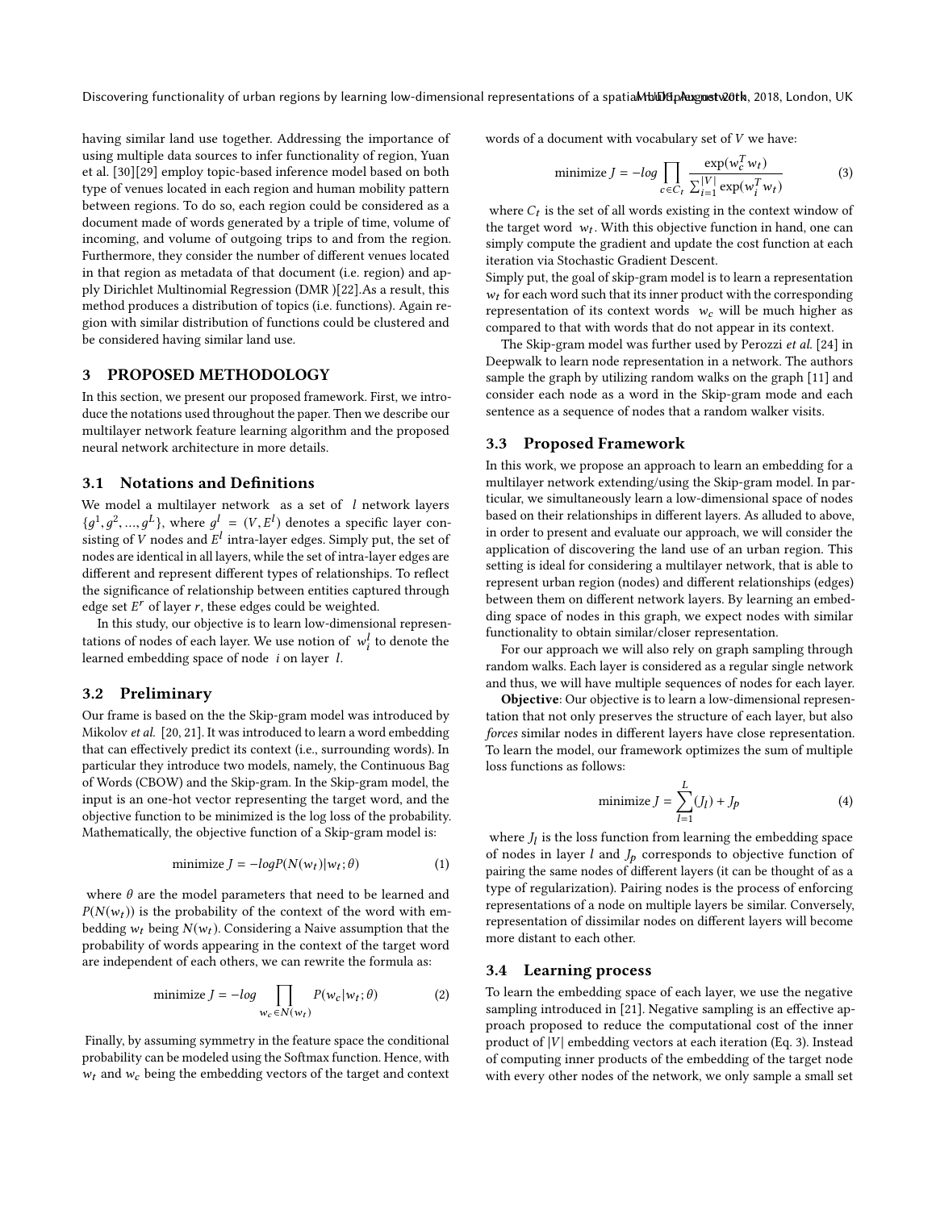having similar land use together. Addressing the importance of using multiple data sources to infer functionality of region, Yuan et al. [30][29] employ topic-based inference model based on both type of venues located in each region and human mobility pattern between regions. To do so, each region could be considered as a document made of words generated by a triple of time, volume of incoming, and volume of outgoing trips to and from the region. Furthermore, they consider the number of different venues located in that region as metadata of that document (i.e. region) and apply Dirichlet Multinomial Regression (DMR )[22].As a result, this method produces a distribution of topics (i.e. functions). Again region with similar distribution of functions could be clustered and be considered having similar land use.

# 3 PROPOSED METHODOLOGY

In this section, we present our proposed framework. First, we introduce the notations used throughout the paper. Then we describe our multilayer network feature learning algorithm and the proposed neural network architecture in more details.

## 3.1 Notations and Definitions

We model a multilayer network as a set of $l$ network layers $\{g^1, g^2, ..., g^L\}$, where $g^l = (V, E^l)$ denotes a specific layer consisting of $V$ nodes and $E^l$ intra-layer edges. Simply put, the set of nodes are identical in all layers, while the set of intra-layer edges are different and represent different types of relationships. To reflect the significance of relationship between entities captured through edge set $E^r$ of layer $r$, these edges could be weighted.

In this study, our objective is to learn low-dimensional representations of nodes of each layer. We use notion of $w_i^l$ to denote the learned embedding space of node $i$ on layer $l$.

## 3.2 Preliminary

Our frame is based on the the Skip-gram model was introduced by Mikolov *et al.* [20, 21]. It was introduced to learn a word embedding that can effectively predict its context (i.e., surrounding words). In particular they introduce two models, namely, the Continuous Bag of Words (CBOW) and the Skip-gram. In the Skip-gram model, the input is an one-hot vector representing the target word, and the objective function to be minimized is the log loss of the probability. Mathematically, the objective function of a Skip-gram model is:

$$\text{minimize } J = -log P(N(w_t)|w_t; \theta) \tag{1}$$

where $\theta$ are the model parameters that need to be learned and $P(N(w_t))$ is the probability of the context of the word with embedding $w_t$ being $N(w_t)$. Considering a Naive assumption that the probability of words appearing in the context of the target word are independent of each others, we can rewrite the formula as:

$$\text{minimize } J = -log \prod_{w_c \in N(w_t)} P(w_c|w_t; \theta) \tag{2}$$

Finally, by assuming symmetry in the feature space the conditional probability can be modeled using the Softmax function. Hence, with $w_t$ and $w_c$ being the embedding vectors of the target and context words of a document with vocabulary set of $V$ we have:

$$\text{minimize } J = -log \prod_{c \in C_t} \frac{\exp(w_c^T w_t)}{\sum_{i=1}^{|V|} \exp(w_i^T w_t)} \tag{3}$$

where $C_t$ is the set of all words existing in the context window of the target word $w_t$. With this objective function in hand, one can simply compute the gradient and update the cost function at each iteration via Stochastic Gradient Descent.

Simply put, the goal of skip-gram model is to learn a representation $w_t$ for each word such that its inner product with the corresponding representation of its context words $w_c$ will be much higher as compared to that with words that do not appear in its context.

The Skip-gram model was further used by Perozzi *et al.* [24] in Deepwalk to learn node representation in a network. The authors sample the graph by utilizing random walks on the graph [11] and consider each node as a word in the Skip-gram mode and each sentence as a sequence of nodes that a random walker visits.

## 3.3 Proposed Framework

In this work, we propose an approach to learn an embedding for a multilayer network extending/using the Skip-gram model. In particular, we simultaneously learn a low-dimensional space of nodes based on their relationships in different layers. As alluded to above, in order to present and evaluate our approach, we will consider the application of discovering the land use of an urban region. This setting is ideal for considering a multilayer network, that is able to represent urban region (nodes) and different relationships (edges) between them on different network layers. By learning an embedding space of nodes in this graph, we expect nodes with similar functionality to obtain similar/closer representation.

For our approach we will also rely on graph sampling through random walks. Each layer is considered as a regular single network and thus, we will have multiple sequences of nodes for each layer.

**Objective**: Our objective is to learn a low-dimensional representation that not only preserves the structure of each layer, but also *forces* similar nodes in different layers have close representation. To learn the model, our framework optimizes the sum of multiple loss functions as follows:

$$\text{minimize } J = \sum_{l=1}^{L} (J_l) + J_p \tag{4}$$

where $J_l$ is the loss function from learning the embedding space of nodes in layer $l$ and $J_p$ corresponds to objective function of pairing the same nodes of different layers (it can be thought of as a type of regularization). Pairing nodes is the process of enforcing representations of a node on multiple layers be similar. Conversely, representation of dissimilar nodes on different layers will become more distant to each other.

## 3.4 Learning process

To learn the embedding space of each layer, we use the negative sampling introduced in [21]. Negative sampling is an effective approach proposed to reduce the computational cost of the inner product of $|V|$ embedding vectors at each iteration (Eq. 3). Instead of computing inner products of the embedding of the target node with every other nodes of the network, we only sample a small set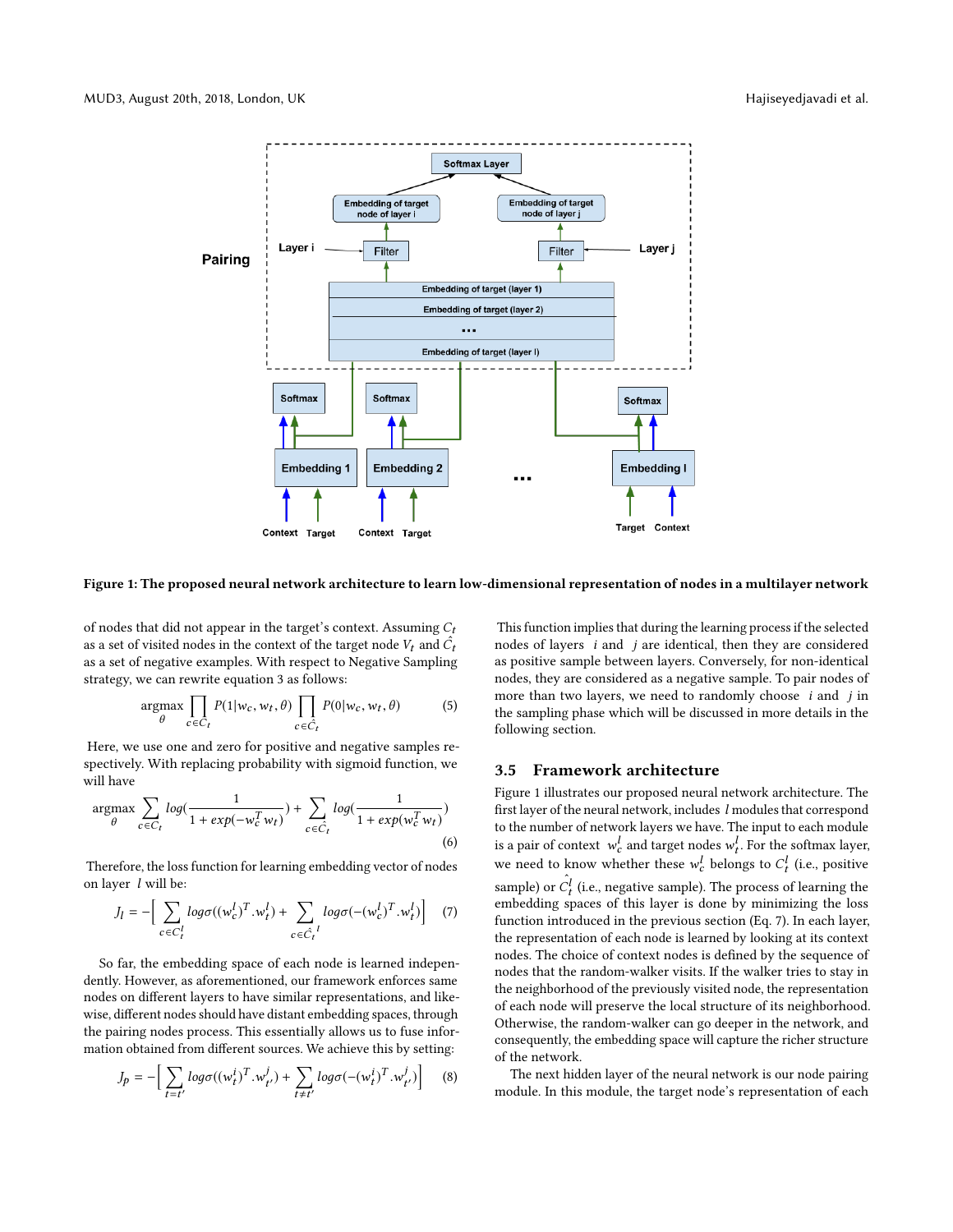Figure 1: The proposed neural network architecture to learn low-dimensional representation of nodes in a multilayer network

of nodes that did not appear in the target's context. Assuming $C_t$ as a set of visited nodes in the context of the target node $V_t$ and $\hat{C}_t$ as a set of negative examples. With respect to Negative Sampling strategy, we can rewrite equation 3 as follows:

$$\underset{\theta}{\text{argmax}} \prod_{c \in C_t} P(1|w_c, w_t, \theta) \prod_{c \in \hat{C}_t} P(0|w_c, w_t, \theta) \tag{5}$$

Here, we use one and zero for positive and negative samples respectively. With replacing probability with sigmoid function, we will have

$$\underset{\theta}{\text{argmax}} \sum_{c \in C_t} log(\frac{1}{1 + exp(-w_c^T w_t)}) + \sum_{c \in \hat{C}_t} log(\frac{1}{1 + exp(w_c^T w_t)}) \tag{6}$$

Therefore, the loss function for learning embedding vector of nodes on layer $l$ will be:

$$J_l = -\Big[ \sum_{c \in C_t^l} log\sigma((w_c^l)^T . w_t^l) + \sum_{c \in \hat{C}_t{}^l} log\sigma(-(w_c^l)^T . w_t^l) \Big] \tag{7}$$

So far, the embedding space of each node is learned independently. However, as aforementioned, our framework enforces same nodes on different layers to have similar representations, and likewise, different nodes should have distant embedding spaces, through the pairing nodes process. This essentially allows us to fuse information obtained from different sources. We achieve this by setting:

$$J_p = -\Big[ \sum_{t=t'} log\sigma((w_t^i)^T . w_{t'}^j) + \sum_{t \neq t'} log\sigma(-(w_t^i)^T . w_{t'}^j) \Big] \tag{8}$$

This function implies that during the learning process if the selected nodes of layers $i$ and $j$ are identical, then they are considered as positive sample between layers. Conversely, for non-identical nodes, they are considered as a negative sample. To pair nodes of more than two layers, we need to randomly choose $i$ and $j$ in the sampling phase which will be discussed in more details in the following section.

### 3.5 Framework architecture

Figure 1 illustrates our proposed neural network architecture. The first layer of the neural network, includes $l$ modules that correspond to the number of network layers we have. The input to each module is a pair of context $w_c^l$ and target nodes $w_t^l$. For the softmax layer, we need to know whether these $w_c^l$ belongs to $C_t^l$ (i.e., positive sample) or $\hat{C}_t^l$ (i.e., negative sample). The process of learning the embedding spaces of this layer is done by minimizing the loss function introduced in the previous section (Eq. 7). In each layer, the representation of each node is learned by looking at its context nodes. The choice of context nodes is defined by the sequence of nodes that the random-walker visits. If the walker tries to stay in the neighborhood of the previously visited node, the representation of each node will preserve the local structure of its neighborhood. Otherwise, the random-walker can go deeper in the network, and consequently, the embedding space will capture the richer structure of the network.

The next hidden layer of the neural network is our node pairing module. In this module, the target node's representation of each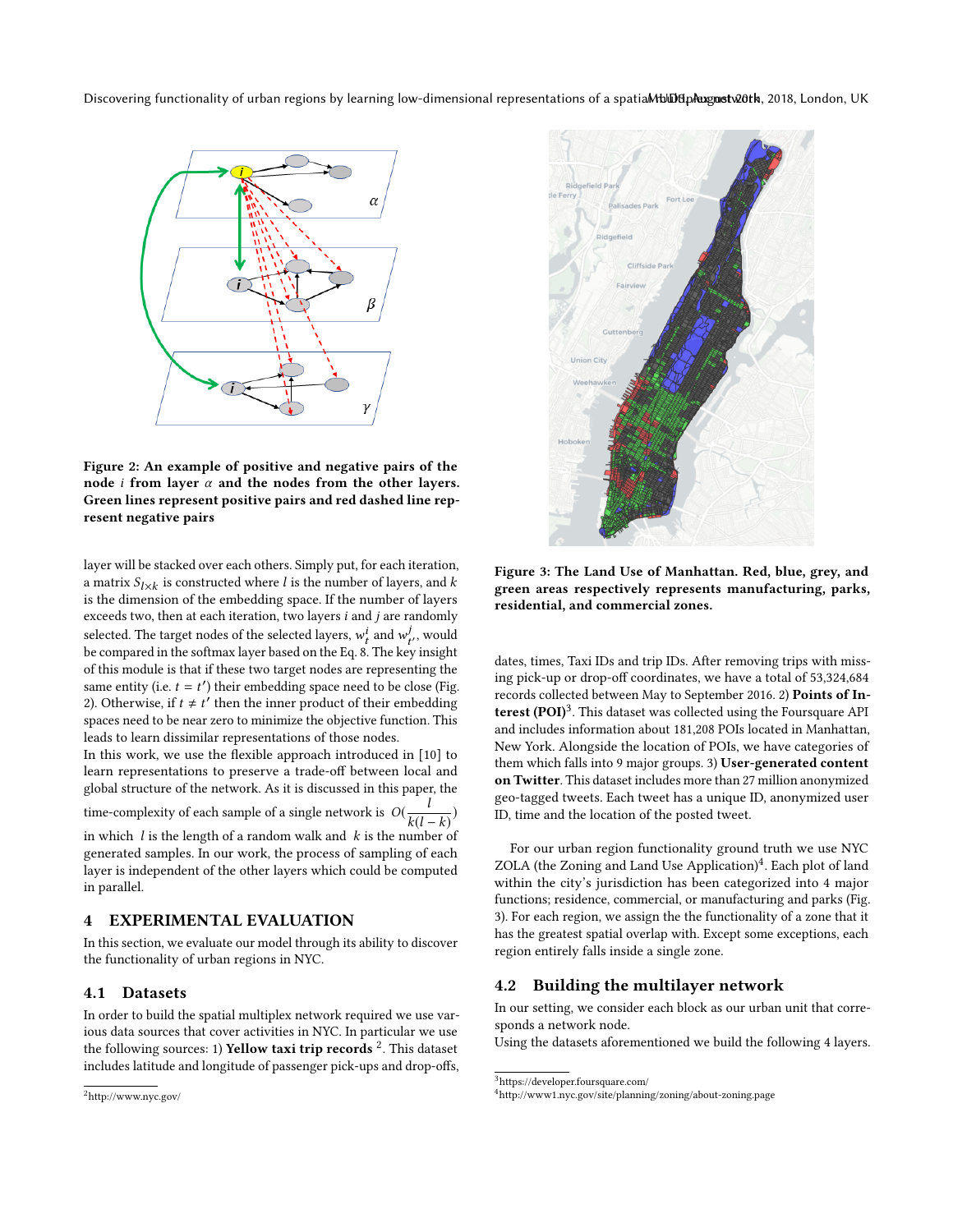Figure 2: An example of positive and negative pairs of the node $i$ from layer $\alpha$ and the nodes from the other layers. Green lines represent positive pairs and red dashed line represent negative pairs

layer will be stacked over each others. Simply put, for each iteration, a matrix $S_{l \times k}$ is constructed where $l$ is the number of layers, and $k$ is the dimension of the embedding space. If the number of layers exceeds two, then at each iteration, two layers $i$ and $j$ are randomly selected. The target nodes of the selected layers, $w_t^i$ and $w_{t'}^j$, would be compared in the softmax layer based on the Eq. 8. The key insight of this module is that if these two target nodes are representing the same entity (i.e. $t = t'$) their embedding space need to be close (Fig. 2). Otherwise, if $t \neq t'$ then the inner product of their embedding spaces need to be near zero to minimize the objective function. This leads to learn dissimilar representations of those nodes.

In this work, we use the flexible approach introduced in [10] to learn representations to preserve a trade-off between local and global structure of the network. As it is discussed in this paper, the time-complexity of each sample of a single network is $O(\frac{l}{k(l-k)})$ in which $l$ is the length of a random walk and $k$ is the number of generated samples. In our work, the process of sampling of each layer is independent of the other layers which could be computed in parallel.

# 4 EXPERIMENTAL EVALUATION

In this section, we evaluate our model through its ability to discover the functionality of urban regions in NYC.

## 4.1 Datasets

In order to build the spatial multiplex network required we use various data sources that cover activities in NYC. In particular we use the following sources: 1) **Yellow taxi trip records** [2]. This dataset includes latitude and longitude of passenger pick-ups and drop-offs, dates, times, Taxi IDs and trip IDs. After removing trips with missing pick-up or drop-off coordinates, we have a total of 53,324,684 records collected between May to September 2016. 2) **Points of Interest (POI)**[3]. This dataset was collected using the Foursquare API and includes information about 181,208 POIs located in Manhattan, New York. Alongside the location of POIs, we have categories of them which falls into 9 major groups. 3) **User-generated content on Twitter**. This dataset includes more than 27 million anonymized geo-tagged tweets. Each tweet has a unique ID, anonymized user ID, time and the location of the posted tweet.

Figure 3: The Land Use of Manhattan. Red, blue, grey, and green areas respectively represents manufacturing, parks, residential, and commercial zones.

For our urban region functionality ground truth we use NYC ZOLA (the Zoning and Land Use Application)[4]. Each plot of land within the city's jurisdiction has been categorized into 4 major functions; residence, commercial, or manufacturing and parks (Fig. 3). For each region, we assign the the functionality of a zone that it has the greatest spatial overlap with. Except some exceptions, each region entirely falls inside a single zone.

## 4.2 Building the multilayer network

In our setting, we consider each block as our urban unit that corresponds a network node.

Using the datasets aforementioned we build the following 4 layers.

[2] http://www.nyc.gov/

[3] https://developer.foursquare.com/

[4] http://www1.nyc.gov/site/planning/zoning/about-zoning.page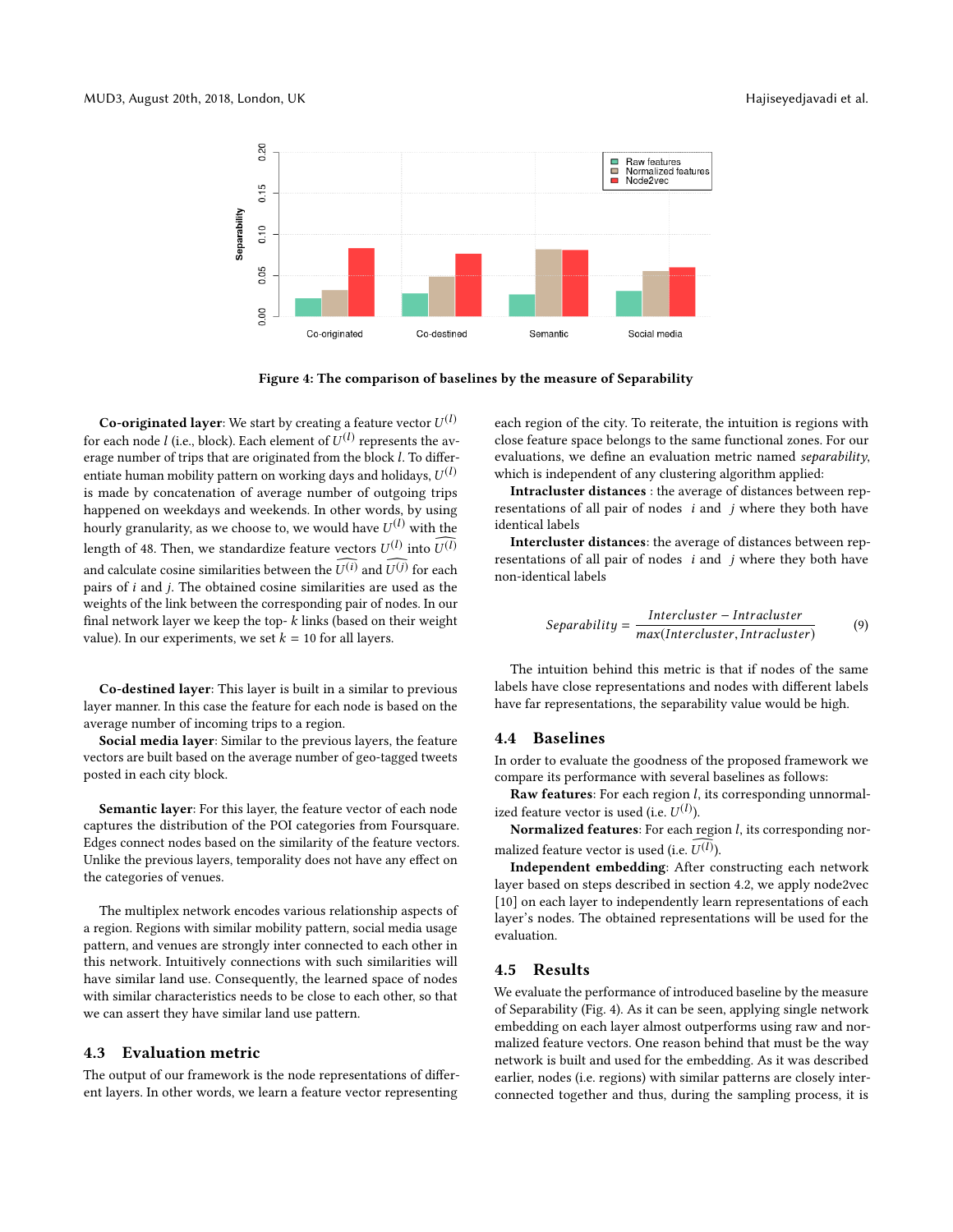Figure 4: The comparison of baselines by the measure of Separability

**Co-originated layer**: We start by creating a feature vector $U^{(l)}$ for each node $l$ (i.e., block). Each element of $U^{(l)}$ represents the average number of trips that are originated from the block $l$. To differentiate human mobility pattern on working days and holidays, $U^{(l)}$ is made by concatenation of average number of outgoing trips happened on weekdays and weekends. In other words, by using hourly granularity, as we choose to, we would have $U^{(l)}$ with the length of 48. Then, we standardize feature vectors $U^{(l)}$ into $\widehat{U^{(l)}}$ and calculate cosine similarities between the $\widehat{U^{(i)}}$ and $\widehat{U^{(j)}}$ for each pairs of $i$ and $j$. The obtained cosine similarities are used as the weights of the link between the corresponding pair of nodes. In our final network layer we keep the top- $k$ links (based on their weight value). In our experiments, we set $k = 10$ for all layers.

**Co-destined layer**: This layer is built in a similar to previous layer manner. In this case the feature for each node is based on the average number of incoming trips to a region.

**Social media layer**: Similar to the previous layers, the feature vectors are built based on the average number of geo-tagged tweets posted in each city block.

**Semantic layer**: For this layer, the feature vector of each node captures the distribution of the POI categories from Foursquare. Edges connect nodes based on the similarity of the feature vectors. Unlike the previous layers, temporality does not have any effect on the categories of venues.

The multiplex network encodes various relationship aspects of a region. Regions with similar mobility pattern, social media usage pattern, and venues are strongly inter connected to each other in this network. Intuitively connections with such similarities will have similar land use. Consequently, the learned space of nodes with similar characteristics needs to be close to each other, so that we can assert they have similar land use pattern.

## 4.3 Evaluation metric

The output of our framework is the node representations of different layers. In other words, we learn a feature vector representing each region of the city. To reiterate, the intuition is regions with close feature space belongs to the same functional zones. For our evaluations, we define an evaluation metric named *separability*, which is independent of any clustering algorithm applied:

**Intracluster distances** : the average of distances between representations of all pair of nodes $i$ and $j$ where they both have identical labels

**Intercluster distances**: the average of distances between representations of all pair of nodes $i$ and $j$ where they both have non-identical labels

$$Separability = \frac{Intercluster - Intracluster}{max(Intercluster, Intracluster)} \tag{9}$$

The intuition behind this metric is that if nodes of the same labels have close representations and nodes with different labels have far representations, the separability value would be high.

## 4.4 Baselines

In order to evaluate the goodness of the proposed framework we compare its performance with several baselines as follows:

**Raw features**: For each region $l$, its corresponding unnormalized feature vector is used (i.e. $U^{(l)}$).

**Normalized features**: For each region $l$, its corresponding normalized feature vector is used (i.e. $\widehat{U^{(l)}}$).

**Independent embedding**: After constructing each network layer based on steps described in section 4.2, we apply node2vec [10] on each layer to independently learn representations of each layer's nodes. The obtained representations will be used for the evaluation.

## 4.5 Results

We evaluate the performance of introduced baseline by the measure of Separability (Fig. 4). As it can be seen, applying single network embedding on each layer almost outperforms using raw and normalized feature vectors. One reason behind that must be the way network is built and used for the embedding. As it was described earlier, nodes (i.e. regions) with similar patterns are closely interconnected together and thus, during the sampling process, it is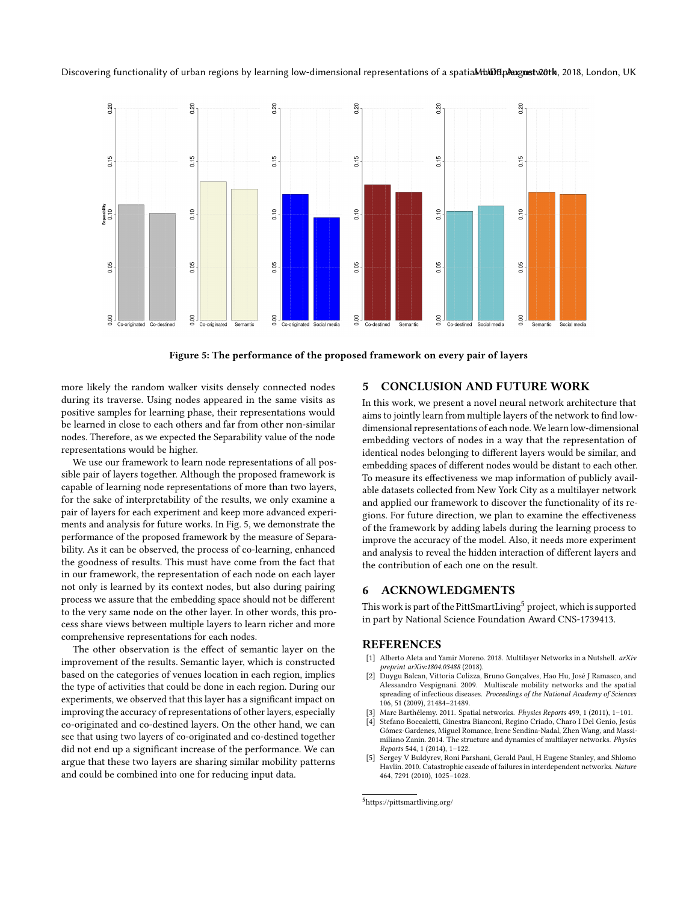Figure 5: The performance of the proposed framework on every pair of layers

more likely the random walker visits densely connected nodes during its traverse. Using nodes appeared in the same visits as positive samples for learning phase, their representations would be learned in close to each others and far from other non-similar nodes. Therefore, as we expected the Separability value of the node representations would be higher.

We use our framework to learn node representations of all possible pair of layers together. Although the proposed framework is capable of learning node representations of more than two layers, for the sake of interpretability of the results, we only examine a pair of layers for each experiment and keep more advanced experiments and analysis for future works. In Fig. 5, we demonstrate the performance of the proposed framework by the measure of Separability. As it can be observed, the process of co-learning, enhanced the goodness of results. This must have come from the fact that in our framework, the representation of each node on each layer not only is learned by its context nodes, but also during pairing process we assure that the embedding space should not be different to the very same node on the other layer. In other words, this process share views between multiple layers to learn richer and more comprehensive representations for each nodes.

The other observation is the effect of semantic layer on the improvement of the results. Semantic layer, which is constructed based on the categories of venues location in each region, implies the type of activities that could be done in each region. During our experiments, we observed that this layer has a significant impact on improving the accuracy of representations of other layers, especially co-originated and co-destined layers. On the other hand, we can see that using two layers of co-originated and co-destined together did not end up a significant increase of the performance. We can argue that these two layers are sharing similar mobility patterns and could be combined into one for reducing input data.

## 5 CONCLUSION AND FUTURE WORK

In this work, we present a novel neural network architecture that aims to jointly learn from multiple layers of the network to find low-dimensional representations of each node. We learn low-dimensional embedding vectors of nodes in a way that the representation of identical nodes belonging to different layers would be similar, and embedding spaces of different nodes would be distant to each other. To measure its effectiveness we map information of publicly available datasets collected from New York City as a multilayer network and applied our framework to discover the functionality of its regions. For future direction, we plan to examine the effectiveness of the framework by adding labels during the learning process to improve the accuracy of the model. Also, it needs more experiment and analysis to reveal the hidden interaction of different layers and the contribution of each one on the result.

## 6 ACKNOWLEDGMENTS

This work is part of the PittSmartLiving[5] project, which is supported in part by National Science Foundation Award CNS-1739413.

## REFERENCES

[1] Alberto Aleta and Yamir Moreno. 2018. Multilayer Networks in a Nutshell. *arXiv preprint arXiv:1804.03488* (2018).

[2] Duygu Balcan, Vittoria Colizza, Bruno Gonçalves, Hao Hu, José J Ramasco, and Alessandro Vespignani. 2009. Multiscale mobility networks and the spatial spreading of infectious diseases. *Proceedings of the National Academy of Sciences* 106, 51 (2009), 21484–21489.

[3] Marc Barthélemy. 2011. Spatial networks. *Physics Reports* 499, 1 (2011), 1–101.

[4] Stefano Boccaletti, Ginestra Bianconi, Regino Criado, Charo I Del Genio, Jesús Gómez-Gardenes, Miguel Romance, Irene Sendina-Nadal, Zhen Wang, and Massimiliano Zanin. 2014. The structure and dynamics of multilayer networks. *Physics Reports* 544, 1 (2014), 1–122.

[5] Sergey V Buldyrev, Roni Parshani, Gerald Paul, H Eugene Stanley, and Shlomo Havlin. 2010. Catastrophic cascade of failures in interdependent networks. *Nature* 464, 7291 (2010), 1025–1028.

[5] https://pittsmartliving.org/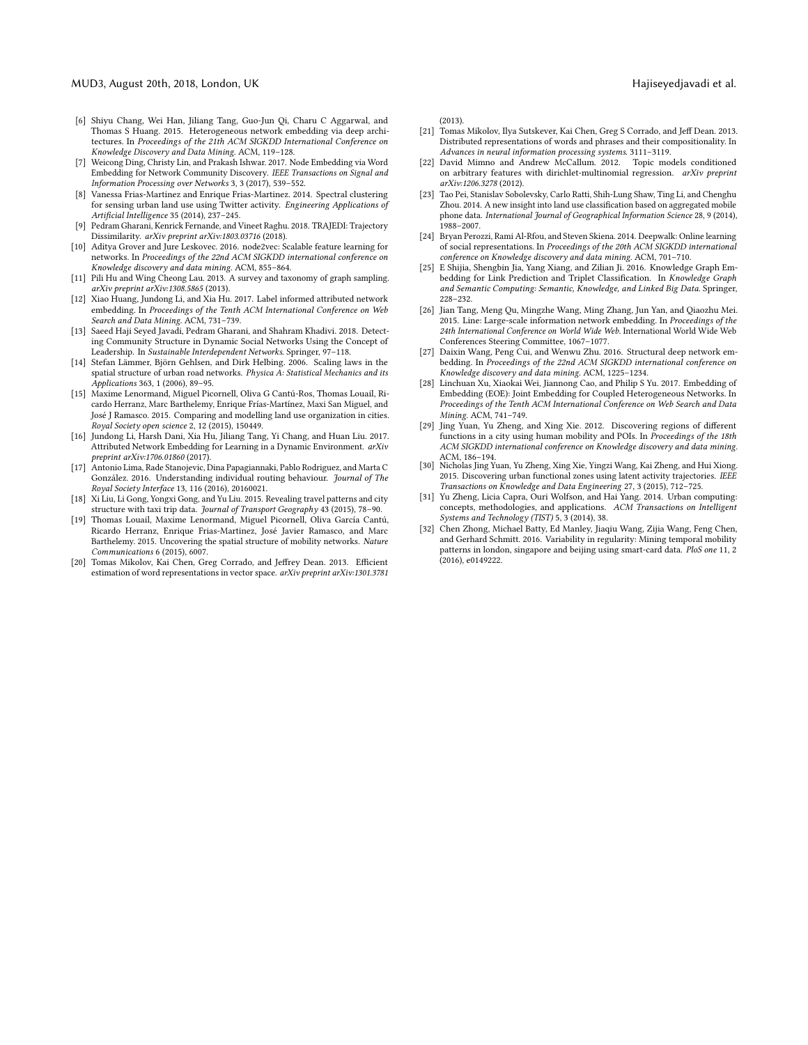[6] Shiyu Chang, Wei Han, Jiliang Tang, Guo-Jun Qi, Charu C Aggarwal, and Thomas S Huang. 2015. Heterogeneous network embedding via deep architectures. In *Proceedings of the 21th ACM SIGKDD International Conference on Knowledge Discovery and Data Mining*. ACM, 119–128.

[7] Weicong Ding, Christy Lin, and Prakash Ishwar. 2017. Node Embedding via Word Embedding for Network Community Discovery. *IEEE Transactions on Signal and Information Processing over Networks* 3, 3 (2017), 539–552.

[8] Vanessa Frias-Martinez and Enrique Frias-Martinez. 2014. Spectral clustering for sensing urban land use using Twitter activity. *Engineering Applications of Artificial Intelligence* 35 (2014), 237–245.

[9] Pedram Gharani, Kenrick Fernande, and Vineet Raghu. 2018. TRAJEDI: Trajectory Dissimilarity. *arXiv preprint arXiv:1803.03716* (2018).

[10] Aditya Grover and Jure Leskovec. 2016. node2vec: Scalable feature learning for networks. In *Proceedings of the 22nd ACM SIGKDD international conference on Knowledge discovery and data mining*. ACM, 855–864.

[11] Pili Hu and Wing Cheong Lau. 2013. A survey and taxonomy of graph sampling. *arXiv preprint arXiv:1308.5865* (2013).

[12] Xiao Huang, Jundong Li, and Xia Hu. 2017. Label informed attributed network embedding. In *Proceedings of the Tenth ACM International Conference on Web Search and Data Mining*. ACM, 731–739.

[13] Saeed Haji Seyed Javadi, Pedram Gharani, and Shahram Khadivi. 2018. Detecting Community Structure in Dynamic Social Networks Using the Concept of Leadership. In *Sustainable Interdependent Networks*. Springer, 97–118.

[14] Stefan Lämmer, Björn Gehlsen, and Dirk Helbing. 2006. Scaling laws in the spatial structure of urban road networks. *Physica A: Statistical Mechanics and its Applications* 363, 1 (2006), 89–95.

[15] Maxime Lenormand, Miguel Picornell, Oliva G Cantú-Ros, Thomas Louail, Ricardo Herranz, Marc Barthelemy, Enrique Frías-Martínez, Maxi San Miguel, and José J Ramasco. 2015. Comparing and modelling land use organization in cities. *Royal Society open science* 2, 12 (2015), 150449.

[16] Jundong Li, Harsh Dani, Xia Hu, Jiliang Tang, Yi Chang, and Huan Liu. 2017. Attributed Network Embedding for Learning in a Dynamic Environment. *arXiv preprint arXiv:1706.01860* (2017).

[17] Antonio Lima, Rade Stanojevic, Dina Papagiannaki, Pablo Rodriguez, and Marta C González. 2016. Understanding individual routing behaviour. *Journal of The Royal Society Interface* 13, 116 (2016), 20160021.

[18] Xi Liu, Li Gong, Yongxi Gong, and Yu Liu. 2015. Revealing travel patterns and city structure with taxi trip data. *Journal of Transport Geography* 43 (2015), 78–90.

[19] Thomas Louail, Maxime Lenormand, Miguel Picornell, Oliva García Cantú, Ricardo Herranz, Enrique Frias-Martinez, José Javier Ramasco, and Marc Barthelemy. 2015. Uncovering the spatial structure of mobility networks. *Nature Communications* 6 (2015), 6007.

[20] Tomas Mikolov, Kai Chen, Greg Corrado, and Jeffrey Dean. 2013. Efficient estimation of word representations in vector space. *arXiv preprint arXiv:1301.3781* (2013).

[21] Tomas Mikolov, Ilya Sutskever, Kai Chen, Greg S Corrado, and Jeff Dean. 2013. Distributed representations of words and phrases and their compositionality. In *Advances in neural information processing systems*. 3111–3119.

[22] David Mimno and Andrew McCallum. 2012. Topic models conditioned on arbitrary features with dirichlet-multinomial regression. *arXiv preprint arXiv:1206.3278* (2012).

[23] Tao Pei, Stanislav Sobolevsky, Carlo Ratti, Shih-Lung Shaw, Ting Li, and Chenghu Zhou. 2014. A new insight into land use classification based on aggregated mobile phone data. *International Journal of Geographical Information Science* 28, 9 (2014), 1988–2007.

[24] Bryan Perozzi, Rami Al-Rfou, and Steven Skiena. 2014. Deepwalk: Online learning of social representations. In *Proceedings of the 20th ACM SIGKDD international conference on Knowledge discovery and data mining*. ACM, 701–710.

[25] E Shijia, Shengbin Jia, Yang Xiang, and Zilian Ji. 2016. Knowledge Graph Embedding for Link Prediction and Triplet Classification. In *Knowledge Graph and Semantic Computing: Semantic, Knowledge, and Linked Big Data*. Springer, 228–232.

[26] Jian Tang, Meng Qu, Mingzhe Wang, Ming Zhang, Jun Yan, and Qiaozhu Mei. 2015. Line: Large-scale information network embedding. In *Proceedings of the 24th International Conference on World Wide Web*. International World Wide Web Conferences Steering Committee, 1067–1077.

[27] Daixin Wang, Peng Cui, and Wenwu Zhu. 2016. Structural deep network embedding. In *Proceedings of the 22nd ACM SIGKDD international conference on Knowledge discovery and data mining*. ACM, 1225–1234.

[28] Linchuan Xu, Xiaokai Wei, Jiannong Cao, and Philip S Yu. 2017. Embedding of Embedding (EOE): Joint Embedding for Coupled Heterogeneous Networks. In *Proceedings of the Tenth ACM International Conference on Web Search and Data Mining*. ACM, 741–749.

[29] Jing Yuan, Yu Zheng, and Xing Xie. 2012. Discovering regions of different functions in a city using human mobility and POIs. In *Proceedings of the 18th ACM SIGKDD international conference on Knowledge discovery and data mining*. ACM, 186–194.

[30] Nicholas Jing Yuan, Yu Zheng, Xing Xie, Yingzi Wang, Kai Zheng, and Hui Xiong. 2015. Discovering urban functional zones using latent activity trajectories. *IEEE Transactions on Knowledge and Data Engineering* 27, 3 (2015), 712–725.

[31] Yu Zheng, Licia Capra, Ouri Wolfson, and Hai Yang. 2014. Urban computing: concepts, methodologies, and applications. *ACM Transactions on Intelligent Systems and Technology (TIST)* 5, 3 (2014), 38.

[32] Chen Zhong, Michael Batty, Ed Manley, Jiaqiu Wang, Zijia Wang, Feng Chen, and Gerhard Schmitt. 2016. Variability in regularity: Mining temporal mobility patterns in london, singapore and beijing using smart-card data. *PloS one* 11, 2 (2016), e0149222.